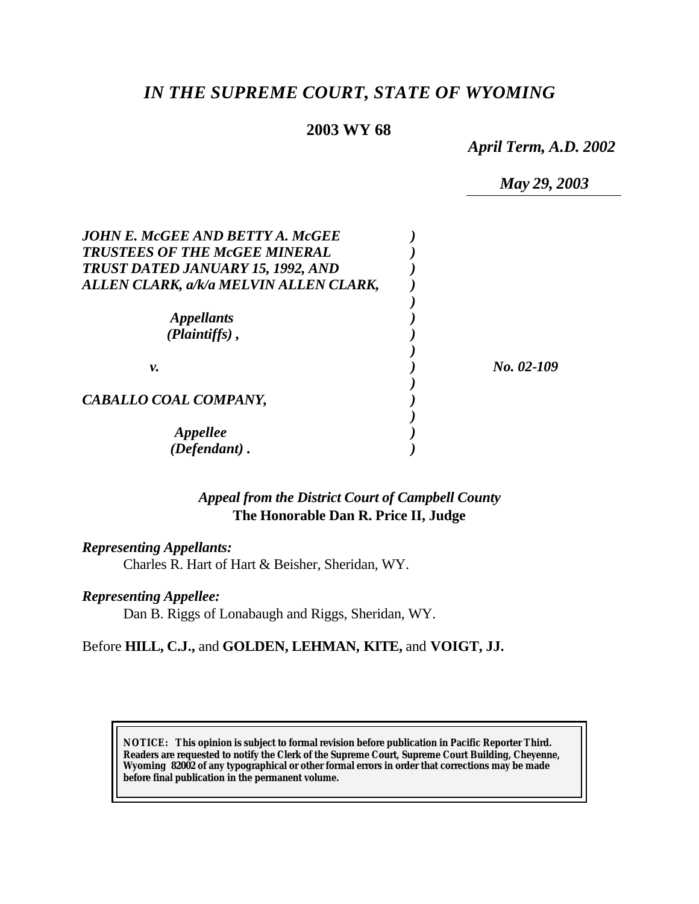# *IN THE SUPREME COURT, STATE OF WYOMING*

**2003 WY 68**

*April Term, A.D. 2002*

*May 29, 2003*

*JOHN E. McGEE AND BETTY A. McGEE TRUSTEES OF THE McGEE MINERAL TRUST DATED JANUARY 15, 1992, AND ALLEN CLARK, a/k/a MELVIN ALLEN CLARK,*

*Appellants (Plaintiffs) ,*

*v.*

*CABALLO COAL COMPANY,*

*Appellee (Defendant) .*

*No. 02-109*

*Appeal from the District Court of Campbell County*
**The Honorable Dan R. Price II, Judge**

***Representing Appellants:***
Charles R. Hart of Hart & Beisher, Sheridan, WY.

***Representing Appellee:***
Dan B. Riggs of Lonabaugh and Riggs, Sheridan, WY.

Before **HILL, C.J.,** and **GOLDEN, LEHMAN, KITE,** and **VOIGT, JJ.**

**NOTICE: This opinion is subject to formal revision before publication in Pacific Reporter Third. Readers are requested to notify the Clerk of the Supreme Court, Supreme Court Building, Cheyenne, Wyoming 82002 of any typographical or other formal errors in order that corrections may be made before final publication in the permanent volume.**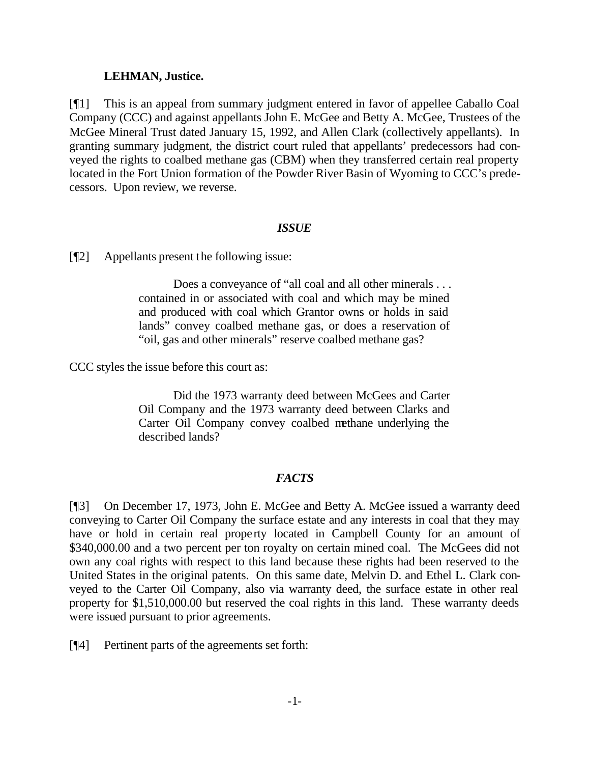**LEHMAN, Justice.**

[¶1] This is an appeal from summary judgment entered in favor of appellee Caballo Coal Company (CCC) and against appellants John E. McGee and Betty A. McGee, Trustees of the McGee Mineral Trust dated January 15, 1992, and Allen Clark (collectively appellants). In granting summary judgment, the district court ruled that appellants' predecessors had conveyed the rights to coalbed methane gas (CBM) when they transferred certain real property located in the Fort Union formation of the Powder River Basin of Wyoming to CCC's predecessors. Upon review, we reverse.

### *ISSUE*

[¶2] Appellants present the following issue:

> Does a conveyance of "all coal and all other minerals . . . contained in or associated with coal and which may be mined and produced with coal which Grantor owns or holds in said lands" convey coalbed methane gas, or does a reservation of "oil, gas and other minerals" reserve coalbed methane gas?

CCC styles the issue before this court as:

> Did the 1973 warranty deed between McGees and Carter Oil Company and the 1973 warranty deed between Clarks and Carter Oil Company convey coalbed methane underlying the described lands?

### *FACTS*

[¶3] On December 17, 1973, John E. McGee and Betty A. McGee issued a warranty deed conveying to Carter Oil Company the surface estate and any interests in coal that they may have or hold in certain real property located in Campbell County for an amount of $340,000.00 and a two percent per ton royalty on certain mined coal. The McGees did not own any coal rights with respect to this land because these rights had been reserved to the United States in the original patents. On this same date, Melvin D. and Ethel L. Clark conveyed to the Carter Oil Company, also via warranty deed, the surface estate in other real property for $1,510,000.00 but reserved the coal rights in this land. These warranty deeds were issued pursuant to prior agreements.

[¶4] Pertinent parts of the agreements set forth: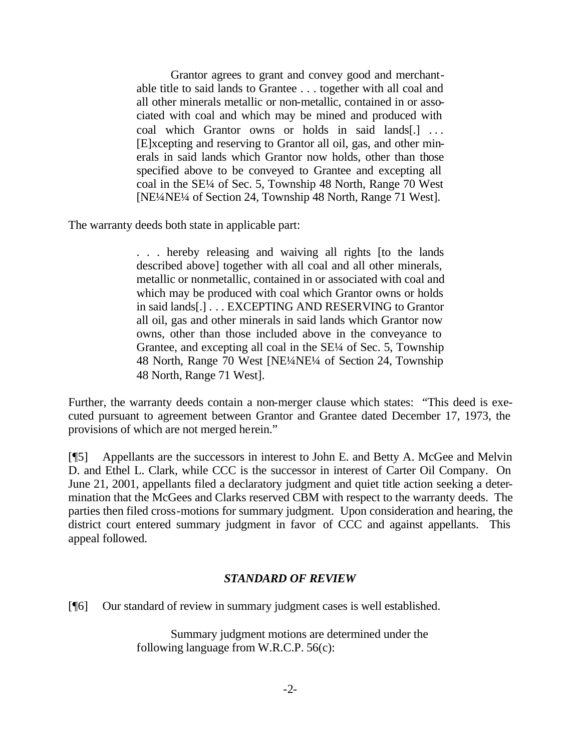> Grantor agrees to grant and convey good and merchantable title to said lands to Grantee . . . together with all coal and all other minerals metallic or non-metallic, contained in or associated with coal and which may be mined and produced with coal which Grantor owns or holds in said lands[.] . . . [E]xcepting and reserving to Grantor all oil, gas, and other minerals in said lands which Grantor now holds, other than those specified above to be conveyed to Grantee and excepting all coal in the SE¼ of Sec. 5, Township 48 North, Range 70 West [NE¼NE¼ of Section 24, Township 48 North, Range 71 West].

The warranty deeds both state in applicable part:

> . . . hereby releasing and waiving all rights [to the lands described above] together with all coal and all other minerals, metallic or nonmetallic, contained in or associated with coal and which may be produced with coal which Grantor owns or holds in said lands[.] . . . EXCEPTING AND RESERVING to Grantor all oil, gas and other minerals in said lands which Grantor now owns, other than those included above in the conveyance to Grantee, and excepting all coal in the SE¼ of Sec. 5, Township 48 North, Range 70 West [NE¼NE¼ of Section 24, Township 48 North, Range 71 West].

Further, the warranty deeds contain a non-merger clause which states: "This deed is executed pursuant to agreement between Grantor and Grantee dated December 17, 1973, the provisions of which are not merged herein."

[¶5] Appellants are the successors in interest to John E. and Betty A. McGee and Melvin D. and Ethel L. Clark, while CCC is the successor in interest of Carter Oil Company. On June 21, 2001, appellants filed a declaratory judgment and quiet title action seeking a determination that the McGees and Clarks reserved CBM with respect to the warranty deeds. The parties then filed cross-motions for summary judgment. Upon consideration and hearing, the district court entered summary judgment in favor of CCC and against appellants. This appeal followed.

### *STANDARD OF REVIEW*

[¶6] Our standard of review in summary judgment cases is well established.

> Summary judgment motions are determined under the following language from W.R.C.P. 56(c):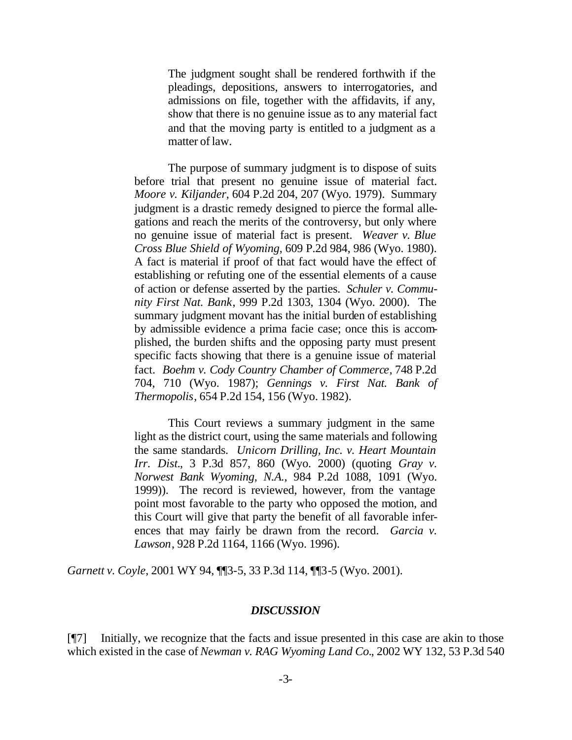> The judgment sought shall be rendered forthwith if the pleadings, depositions, answers to interrogatories, and admissions on file, together with the affidavits, if any, show that there is no genuine issue as to any material fact and that the moving party is entitled to a judgment as a matter of law.
>
> The purpose of summary judgment is to dispose of suits before trial that present no genuine issue of material fact. *Moore v. Kiljander*, 604 P.2d 204, 207 (Wyo. 1979). Summary judgment is a drastic remedy designed to pierce the formal allegations and reach the merits of the controversy, but only where no genuine issue of material fact is present. *Weaver v. Blue Cross Blue Shield of Wyoming*, 609 P.2d 984, 986 (Wyo. 1980). A fact is material if proof of that fact would have the effect of establishing or refuting one of the essential elements of a cause of action or defense asserted by the parties. *Schuler v. Community First Nat. Bank*, 999 P.2d 1303, 1304 (Wyo. 2000). The summary judgment movant has the initial burden of establishing by admissible evidence a prima facie case; once this is accomplished, the burden shifts and the opposing party must present specific facts showing that there is a genuine issue of material fact. *Boehm v. Cody Country Chamber of Commerce*, 748 P.2d 704, 710 (Wyo. 1987); *Gennings v. First Nat. Bank of Thermopolis*, 654 P.2d 154, 156 (Wyo. 1982).
>
> This Court reviews a summary judgment in the same light as the district court, using the same materials and following the same standards. *Unicorn Drilling, Inc. v. Heart Mountain Irr. Dist.*, 3 P.3d 857, 860 (Wyo. 2000) (quoting *Gray v. Norwest Bank Wyoming, N.A.*, 984 P.2d 1088, 1091 (Wyo. 1999)). The record is reviewed, however, from the vantage point most favorable to the party who opposed the motion, and this Court will give that party the benefit of all favorable inferences that may fairly be drawn from the record. *Garcia v. Lawson*, 928 P.2d 1164, 1166 (Wyo. 1996).

*Garnett v. Coyle*, 2001 WY 94, ¶¶3-5, 33 P.3d 114, ¶¶3-5 (Wyo. 2001).

## *DISCUSSION*

[¶7] Initially, we recognize that the facts and issue presented in this case are akin to those which existed in the case of *Newman v. RAG Wyoming Land Co.*, 2002 WY 132, 53 P.3d 540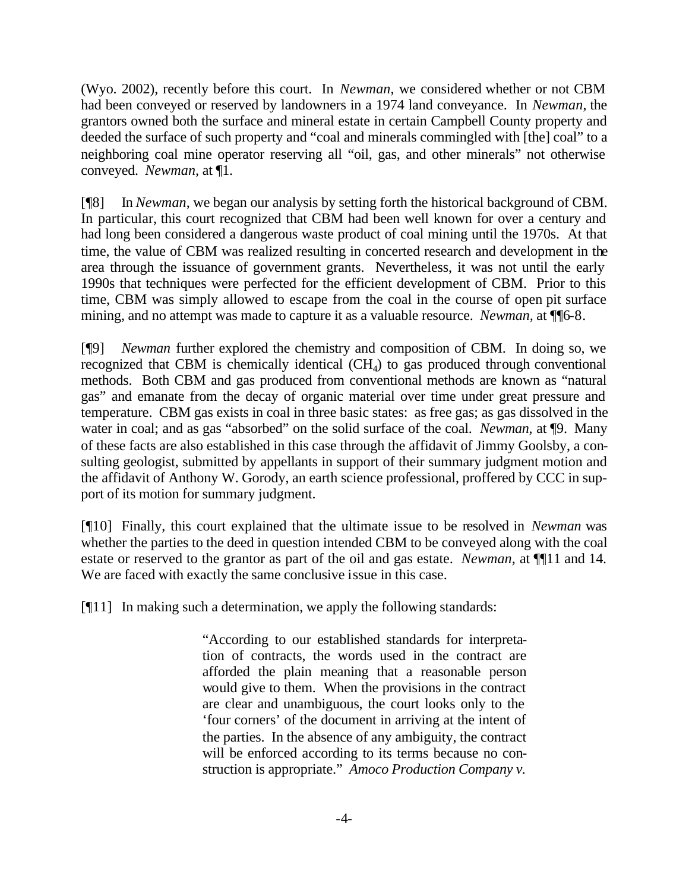(Wyo. 2002), recently before this court. In *Newman*, we considered whether or not CBM had been conveyed or reserved by landowners in a 1974 land conveyance. In *Newman*, the grantors owned both the surface and mineral estate in certain Campbell County property and deeded the surface of such property and "coal and minerals commingled with [the] coal" to a neighboring coal mine operator reserving all "oil, gas, and other minerals" not otherwise conveyed. *Newman,* at ¶1.

[¶8] In *Newman*, we began our analysis by setting forth the historical background of CBM. In particular, this court recognized that CBM had been well known for over a century and had long been considered a dangerous waste product of coal mining until the 1970s. At that time, the value of CBM was realized resulting in concerted research and development in the area through the issuance of government grants. Nevertheless, it was not until the early 1990s that techniques were perfected for the efficient development of CBM. Prior to this time, CBM was simply allowed to escape from the coal in the course of open pit surface mining, and no attempt was made to capture it as a valuable resource. *Newman,* at ¶¶6-8.

[¶9] *Newman* further explored the chemistry and composition of CBM. In doing so, we recognized that CBM is chemically identical ($CH_4$) to gas produced through conventional methods. Both CBM and gas produced from conventional methods are known as "natural gas" and emanate from the decay of organic material over time under great pressure and temperature. CBM gas exists in coal in three basic states: as free gas; as gas dissolved in the water in coal; and as gas "absorbed" on the solid surface of the coal. *Newman,* at ¶9. Many of these facts are also established in this case through the affidavit of Jimmy Goolsby, a consulting geologist, submitted by appellants in support of their summary judgment motion and the affidavit of Anthony W. Gorody, an earth science professional, proffered by CCC in support of its motion for summary judgment.

[¶10] Finally, this court explained that the ultimate issue to be resolved in *Newman* was whether the parties to the deed in question intended CBM to be conveyed along with the coal estate or reserved to the grantor as part of the oil and gas estate. *Newman,* at ¶¶11 and 14. We are faced with exactly the same conclusive issue in this case.

[¶11] In making such a determination, we apply the following standards:

> "According to our established standards for interpretation of contracts, the words used in the contract are afforded the plain meaning that a reasonable person would give to them. When the provisions in the contract are clear and unambiguous, the court looks only to the 'four corners' of the document in arriving at the intent of the parties. In the absence of any ambiguity, the contract will be enforced according to its terms because no construction is appropriate." *Amoco Production Company v.*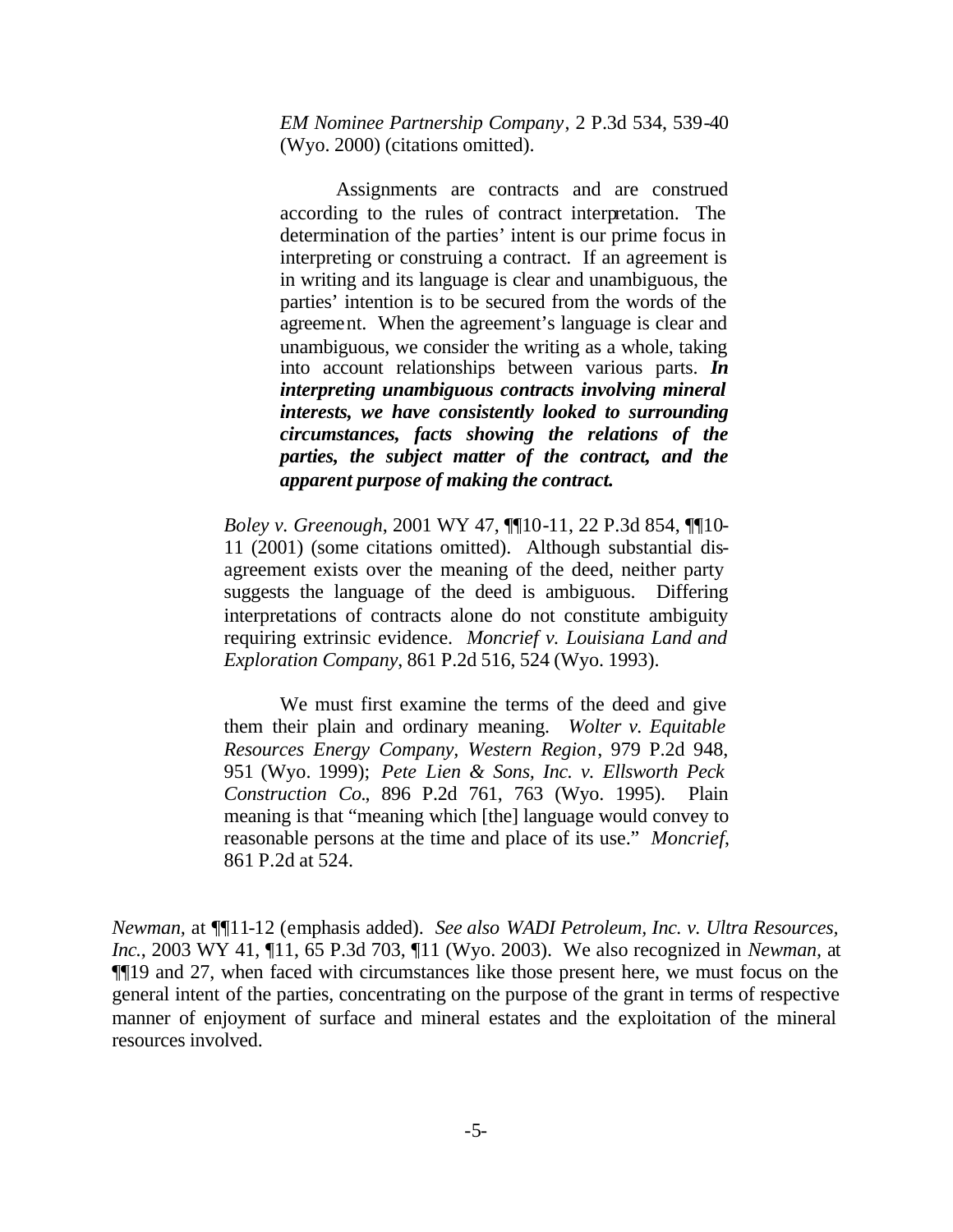> *EM Nominee Partnership Company*, 2 P.3d 534, 539-40 (Wyo. 2000) (citations omitted).
>
> > Assignments are contracts and are construed according to the rules of contract interpretation. The determination of the parties' intent is our prime focus in interpreting or construing a contract. If an agreement is in writing and its language is clear and unambiguous, the parties' intention is to be secured from the words of the agreement. When the agreement's language is clear and unambiguous, we consider the writing as a whole, taking into account relationships between various parts. ***In interpreting unambiguous contracts involving mineral interests, we have consistently looked to surrounding circumstances, facts showing the relations of the parties, the subject matter of the contract, and the apparent purpose of making the contract.***
>
> *Boley v. Greenough*, 2001 WY 47, ¶¶10-11, 22 P.3d 854, ¶¶10-11 (2001) (some citations omitted). Although substantial disagreement exists over the meaning of the deed, neither party suggests the language of the deed is ambiguous. Differing interpretations of contracts alone do not constitute ambiguity requiring extrinsic evidence. *Moncrief v. Louisiana Land and Exploration Company*, 861 P.2d 516, 524 (Wyo. 1993).
>
> We must first examine the terms of the deed and give them their plain and ordinary meaning. *Wolter v. Equitable Resources Energy Company, Western Region*, 979 P.2d 948, 951 (Wyo. 1999); *Pete Lien & Sons, Inc. v. Ellsworth Peck Construction Co.*, 896 P.2d 761, 763 (Wyo. 1995). Plain meaning is that "meaning which [the] language would convey to reasonable persons at the time and place of its use." *Moncrief*, 861 P.2d at 524.

*Newman*, at ¶¶11-12 (emphasis added). *See also WADI Petroleum, Inc. v. Ultra Resources, Inc.*, 2003 WY 41, ¶11, 65 P.3d 703, ¶11 (Wyo. 2003). We also recognized in *Newman*, at ¶¶19 and 27, when faced with circumstances like those present here, we must focus on the general intent of the parties, concentrating on the purpose of the grant in terms of respective manner of enjoyment of surface and mineral estates and the exploitation of the mineral resources involved.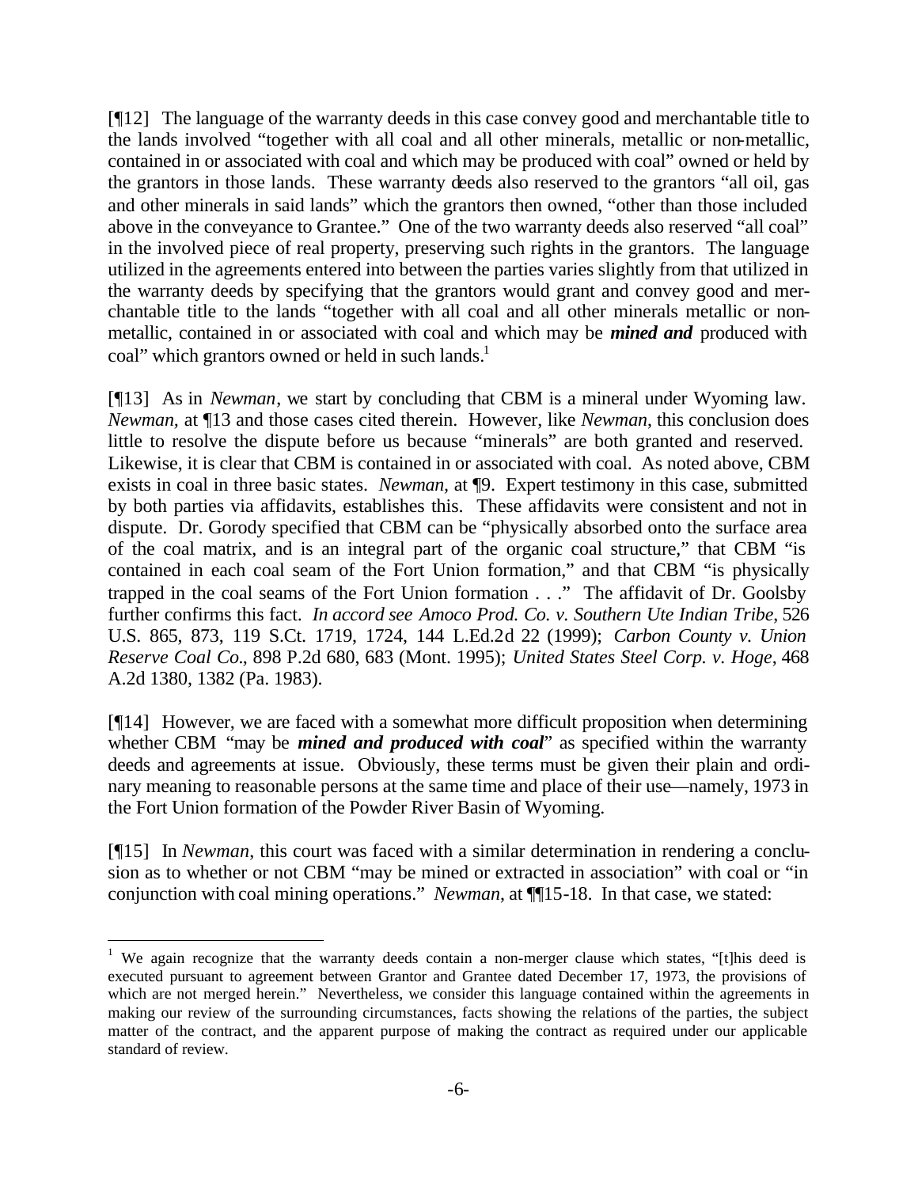[¶12] The language of the warranty deeds in this case convey good and merchantable title to the lands involved "together with all coal and all other minerals, metallic or non-metallic, contained in or associated with coal and which may be produced with coal" owned or held by the grantors in those lands. These warranty deeds also reserved to the grantors "all oil, gas and other minerals in said lands" which the grantors then owned, "other than those included above in the conveyance to Grantee." One of the two warranty deeds also reserved "all coal" in the involved piece of real property, preserving such rights in the grantors. The language utilized in the agreements entered into between the parties varies slightly from that utilized in the warranty deeds by specifying that the grantors would grant and convey good and merchantable title to the lands "together with all coal and all other minerals metallic or non-metallic, contained in or associated with coal and which may be ***mined and*** produced with coal" which grantors owned or held in such lands.[1]

[¶13] As in *Newman*, we start by concluding that CBM is a mineral under Wyoming law. *Newman,* at ¶13 and those cases cited therein. However, like *Newman*, this conclusion does little to resolve the dispute before us because "minerals" are both granted and reserved. Likewise, it is clear that CBM is contained in or associated with coal. As noted above, CBM exists in coal in three basic states. *Newman*, at ¶9. Expert testimony in this case, submitted by both parties via affidavits, establishes this. These affidavits were consistent and not in dispute. Dr. Gorody specified that CBM can be "physically absorbed onto the surface area of the coal matrix, and is an integral part of the organic coal structure," that CBM "is contained in each coal seam of the Fort Union formation," and that CBM "is physically trapped in the coal seams of the Fort Union formation . . ." The affidavit of Dr. Goolsby further confirms this fact. *In accord see Amoco Prod. Co. v. Southern Ute Indian Tribe*, 526 U.S. 865, 873, 119 S.Ct. 1719, 1724, 144 L.Ed.2d 22 (1999); *Carbon County v. Union Reserve Coal Co*., 898 P.2d 680, 683 (Mont. 1995); *United States Steel Corp. v. Hoge*, 468 A.2d 1380, 1382 (Pa. 1983).

[¶14] However, we are faced with a somewhat more difficult proposition when determining whether CBM "may be ***mined and produced with coal***" as specified within the warranty deeds and agreements at issue. Obviously, these terms must be given their plain and ordinary meaning to reasonable persons at the same time and place of their use—namely, 1973 in the Fort Union formation of the Powder River Basin of Wyoming.

[¶15] In *Newman*, this court was faced with a similar determination in rendering a conclusion as to whether or not CBM "may be mined or extracted in association" with coal or "in conjunction with coal mining operations." *Newman*, at ¶¶15-18. In that case, we stated:

---

[1] We again recognize that the warranty deeds contain a non-merger clause which states, "[t]his deed is executed pursuant to agreement between Grantor and Grantee dated December 17, 1973, the provisions of which are not merged herein." Nevertheless, we consider this language contained within the agreements in making our review of the surrounding circumstances, facts showing the relations of the parties, the subject matter of the contract, and the apparent purpose of making the contract as required under our applicable standard of review.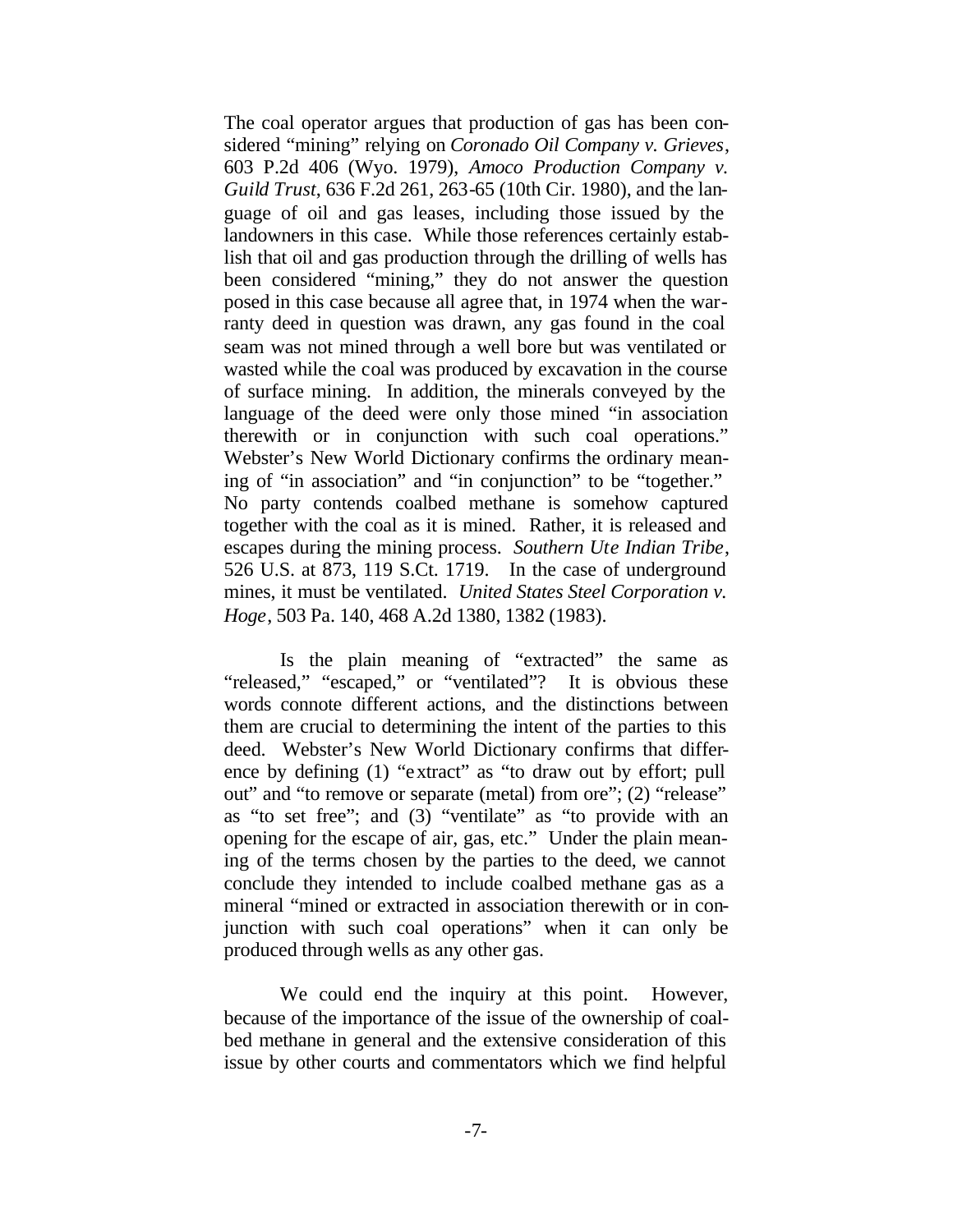The coal operator argues that production of gas has been considered "mining" relying on *Coronado Oil Company v. Grieves*, 603 P.2d 406 (Wyo. 1979), *Amoco Production Company v. Guild Trust*, 636 F.2d 261, 263-65 (10th Cir. 1980), and the language of oil and gas leases, including those issued by the landowners in this case. While those references certainly establish that oil and gas production through the drilling of wells has been considered "mining," they do not answer the question posed in this case because all agree that, in 1974 when the warranty deed in question was drawn, any gas found in the coal seam was not mined through a well bore but was ventilated or wasted while the coal was produced by excavation in the course of surface mining. In addition, the minerals conveyed by the language of the deed were only those mined "in association therewith or in conjunction with such coal operations." Webster's New World Dictionary confirms the ordinary meaning of "in association" and "in conjunction" to be "together." No party contends coalbed methane is somehow captured together with the coal as it is mined. Rather, it is released and escapes during the mining process. *Southern Ute Indian Tribe*, 526 U.S. at 873, 119 S.Ct. 1719. In the case of underground mines, it must be ventilated. *United States Steel Corporation v. Hoge*, 503 Pa. 140, 468 A.2d 1380, 1382 (1983).

Is the plain meaning of "extracted" the same as "released," "escaped," or "ventilated"? It is obvious these words connote different actions, and the distinctions between them are crucial to determining the intent of the parties to this deed. Webster's New World Dictionary confirms that difference by defining (1) "extract" as "to draw out by effort; pull out" and "to remove or separate (metal) from ore"; (2) "release" as "to set free"; and (3) "ventilate" as "to provide with an opening for the escape of air, gas, etc." Under the plain meaning of the terms chosen by the parties to the deed, we cannot conclude they intended to include coalbed methane gas as a mineral "mined or extracted in association therewith or in conjunction with such coal operations" when it can only be produced through wells as any other gas.

We could end the inquiry at this point. However, because of the importance of the issue of the ownership of coalbed methane in general and the extensive consideration of this issue by other courts and commentators which we find helpful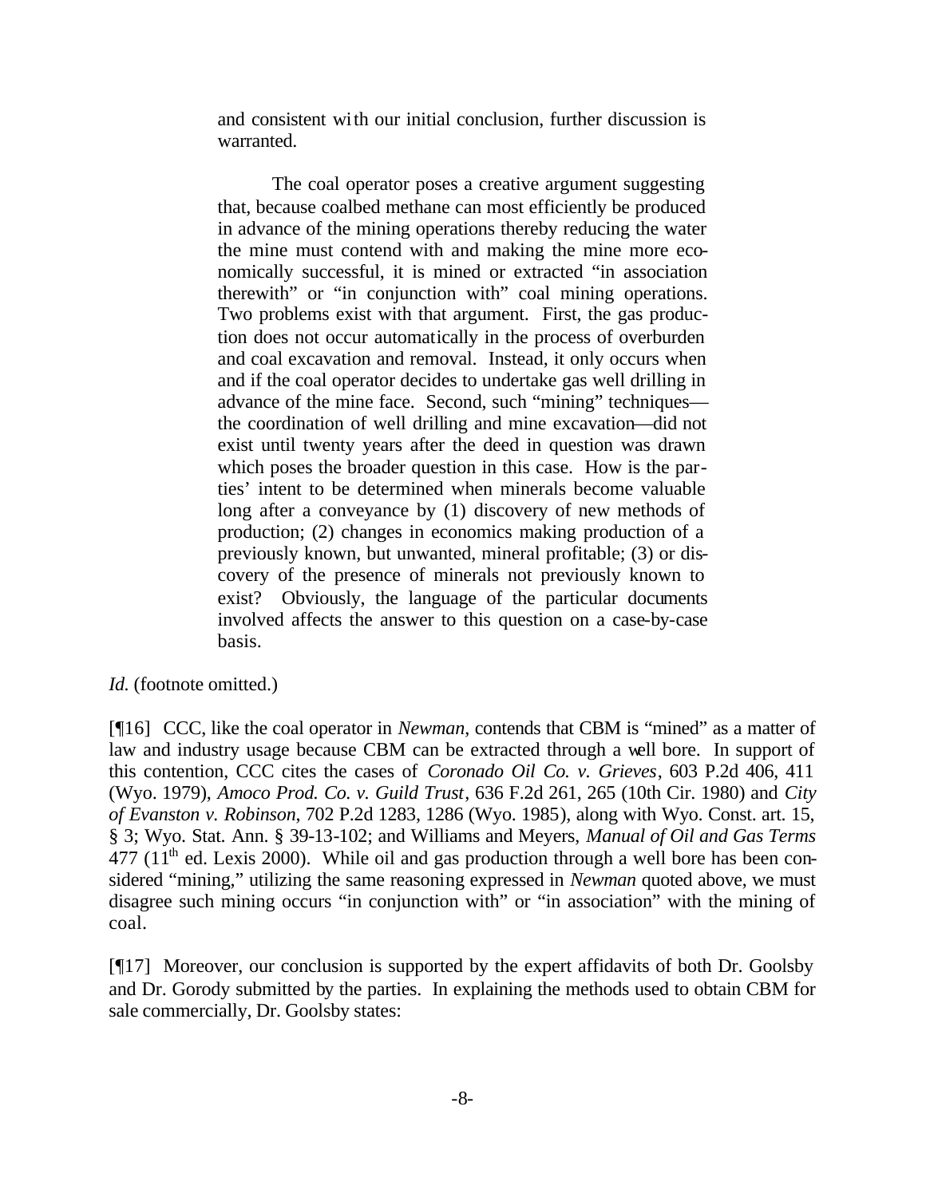> and consistent with our initial conclusion, further discussion is warranted.
>
> The coal operator poses a creative argument suggesting that, because coalbed methane can most efficiently be produced in advance of the mining operations thereby reducing the water the mine must contend with and making the mine more economically successful, it is mined or extracted "in association therewith" or "in conjunction with" coal mining operations. Two problems exist with that argument. First, the gas production does not occur automatically in the process of overburden and coal excavation and removal. Instead, it only occurs when and if the coal operator decides to undertake gas well drilling in advance of the mine face. Second, such "mining" techniques—the coordination of well drilling and mine excavation—did not exist until twenty years after the deed in question was drawn which poses the broader question in this case. How is the parties' intent to be determined when minerals become valuable long after a conveyance by (1) discovery of new methods of production; (2) changes in economics making production of a previously known, but unwanted, mineral profitable; (3) or discovery of the presence of minerals not previously known to exist? Obviously, the language of the particular documents involved affects the answer to this question on a case-by-case basis.

*Id.* (footnote omitted.)

[¶16] CCC, like the coal operator in *Newman*, contends that CBM is "mined" as a matter of law and industry usage because CBM can be extracted through a well bore. In support of this contention, CCC cites the cases of *Coronado Oil Co. v. Grieves*, 603 P.2d 406, 411 (Wyo. 1979), *Amoco Prod. Co. v. Guild Trust*, 636 F.2d 261, 265 (10th Cir. 1980) and *City of Evanston v. Robinson*, 702 P.2d 1283, 1286 (Wyo. 1985), along with Wyo. Const. art. 15, § 3; Wyo. Stat. Ann. § 39-13-102; and Williams and Meyers, *Manual of Oil and Gas Terms* 477 (11th ed. Lexis 2000). While oil and gas production through a well bore has been considered "mining," utilizing the same reasoning expressed in *Newman* quoted above, we must disagree such mining occurs "in conjunction with" or "in association" with the mining of coal.

[¶17] Moreover, our conclusion is supported by the expert affidavits of both Dr. Goolsby and Dr. Gorody submitted by the parties. In explaining the methods used to obtain CBM for sale commercially, Dr. Goolsby states: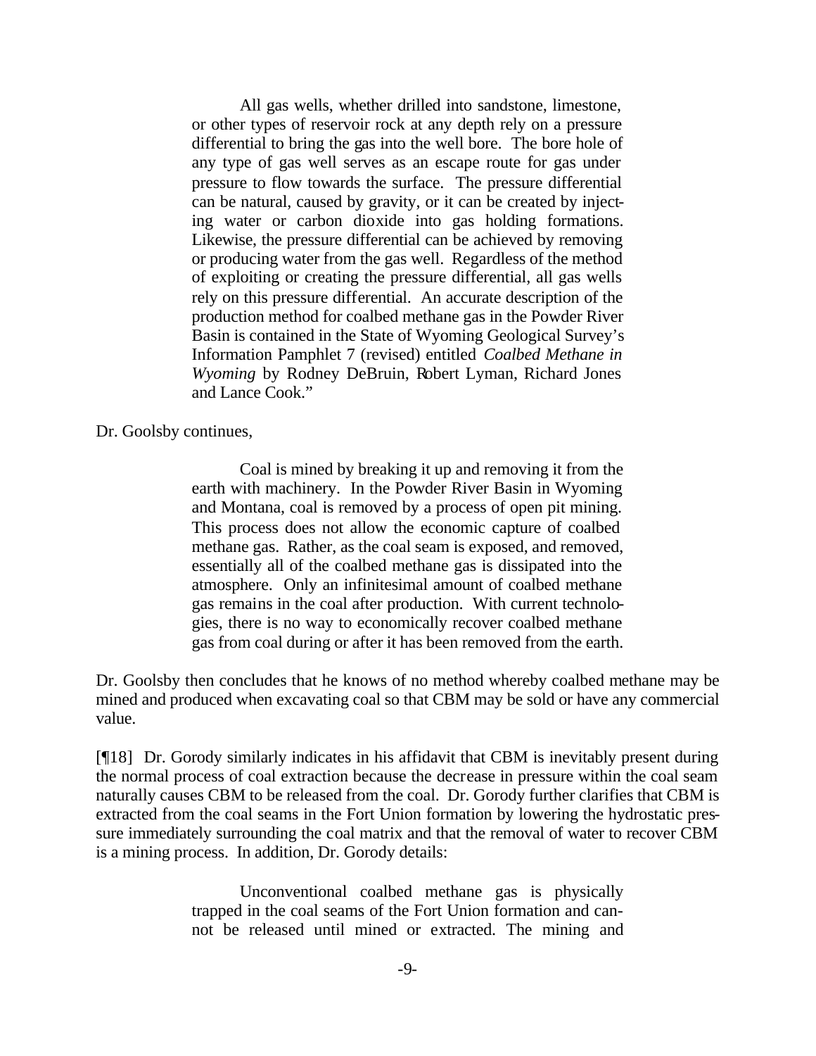> All gas wells, whether drilled into sandstone, limestone, or other types of reservoir rock at any depth rely on a pressure differential to bring the gas into the well bore. The bore hole of any type of gas well serves as an escape route for gas under pressure to flow towards the surface. The pressure differential can be natural, caused by gravity, or it can be created by injecting water or carbon dioxide into gas holding formations. Likewise, the pressure differential can be achieved by removing or producing water from the gas well. Regardless of the method of exploiting or creating the pressure differential, all gas wells rely on this pressure differential. An accurate description of the production method for coalbed methane gas in the Powder River Basin is contained in the State of Wyoming Geological Survey's Information Pamphlet 7 (revised) entitled *Coalbed Methane in Wyoming* by Rodney DeBruin, Robert Lyman, Richard Jones and Lance Cook."

Dr. Goolsby continues,

> Coal is mined by breaking it up and removing it from the earth with machinery. In the Powder River Basin in Wyoming and Montana, coal is removed by a process of open pit mining. This process does not allow the economic capture of coalbed methane gas. Rather, as the coal seam is exposed, and removed, essentially all of the coalbed methane gas is dissipated into the atmosphere. Only an infinitesimal amount of coalbed methane gas remains in the coal after production. With current technologies, there is no way to economically recover coalbed methane gas from coal during or after it has been removed from the earth.

Dr. Goolsby then concludes that he knows of no method whereby coalbed methane may be mined and produced when excavating coal so that CBM may be sold or have any commercial value.

[¶18] Dr. Gorody similarly indicates in his affidavit that CBM is inevitably present during the normal process of coal extraction because the decrease in pressure within the coal seam naturally causes CBM to be released from the coal. Dr. Gorody further clarifies that CBM is extracted from the coal seams in the Fort Union formation by lowering the hydrostatic pressure immediately surrounding the coal matrix and that the removal of water to recover CBM is a mining process. In addition, Dr. Gorody details:

> Unconventional coalbed methane gas is physically trapped in the coal seams of the Fort Union formation and cannot be released until mined or extracted. The mining and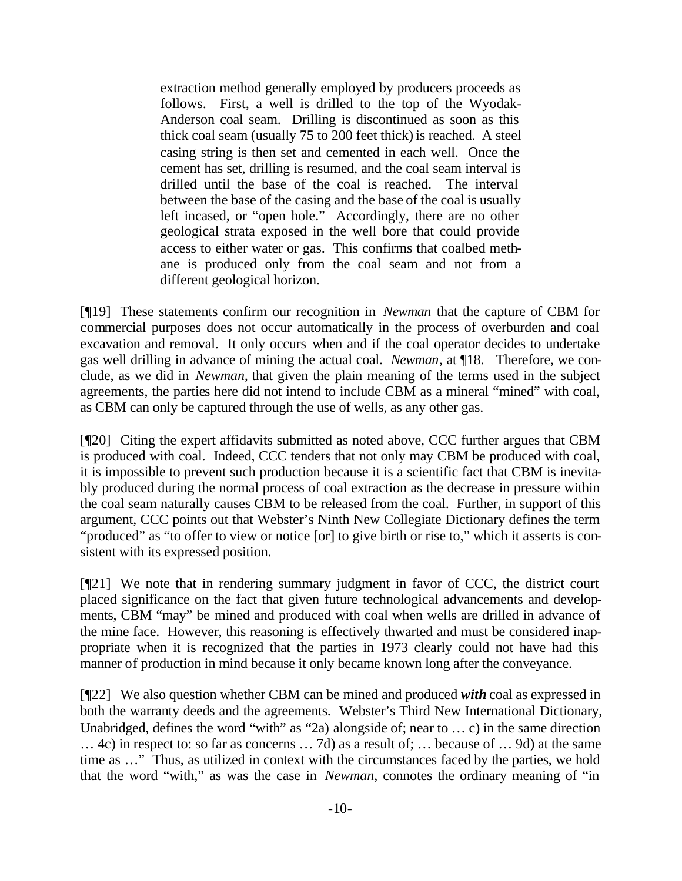> extraction method generally employed by producers proceeds as follows. First, a well is drilled to the top of the Wyodak-Anderson coal seam. Drilling is discontinued as soon as this thick coal seam (usually 75 to 200 feet thick) is reached. A steel casing string is then set and cemented in each well. Once the cement has set, drilling is resumed, and the coal seam interval is drilled until the base of the coal is reached. The interval between the base of the casing and the base of the coal is usually left incased, or "open hole." Accordingly, there are no other geological strata exposed in the well bore that could provide access to either water or gas. This confirms that coalbed methane is produced only from the coal seam and not from a different geological horizon.

[¶19] These statements confirm our recognition in *Newman* that the capture of CBM for commercial purposes does not occur automatically in the process of overburden and coal excavation and removal. It only occurs when and if the coal operator decides to undertake gas well drilling in advance of mining the actual coal. *Newman*, at ¶18. Therefore, we conclude, as we did in *Newman*, that given the plain meaning of the terms used in the subject agreements, the parties here did not intend to include CBM as a mineral "mined" with coal, as CBM can only be captured through the use of wells, as any other gas.

[¶20] Citing the expert affidavits submitted as noted above, CCC further argues that CBM is produced with coal. Indeed, CCC tenders that not only may CBM be produced with coal, it is impossible to prevent such production because it is a scientific fact that CBM is inevitably produced during the normal process of coal extraction as the decrease in pressure within the coal seam naturally causes CBM to be released from the coal. Further, in support of this argument, CCC points out that Webster's Ninth New Collegiate Dictionary defines the term "produced" as "to offer to view or notice [or] to give birth or rise to," which it asserts is consistent with its expressed position.

[¶21] We note that in rendering summary judgment in favor of CCC, the district court placed significance on the fact that given future technological advancements and developments, CBM "may" be mined and produced with coal when wells are drilled in advance of the mine face. However, this reasoning is effectively thwarted and must be considered inappropriate when it is recognized that the parties in 1973 clearly could not have had this manner of production in mind because it only became known long after the conveyance.

[¶22] We also question whether CBM can be mined and produced ***with*** coal as expressed in both the warranty deeds and the agreements. Webster's Third New International Dictionary, Unabridged, defines the word "with" as "2a) alongside of; near to … c) in the same direction … 4c) in respect to: so far as concerns … 7d) as a result of; … because of … 9d) at the same time as …" Thus, as utilized in context with the circumstances faced by the parties, we hold that the word "with," as was the case in *Newman*, connotes the ordinary meaning of "in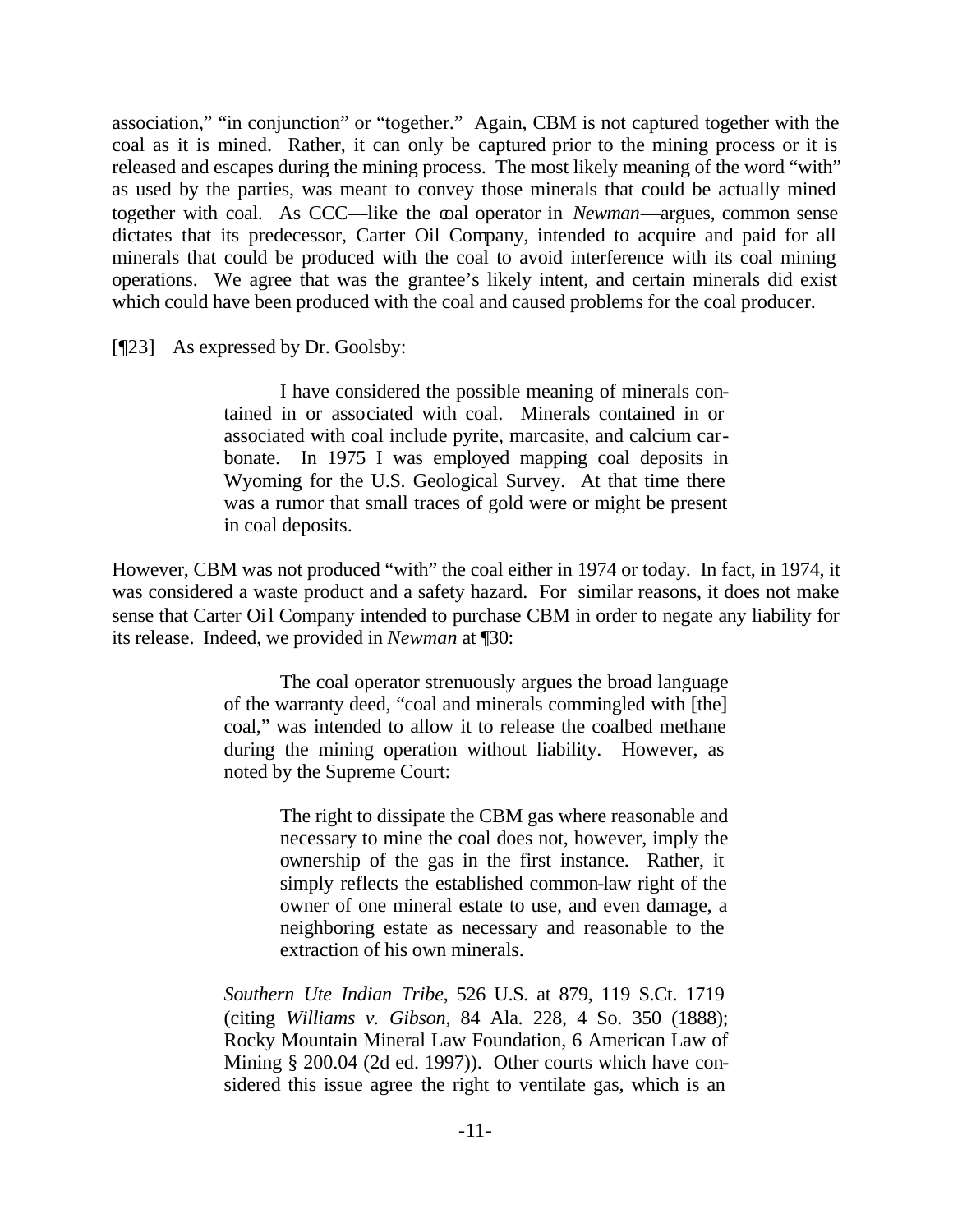association," "in conjunction" or "together." Again, CBM is not captured together with the coal as it is mined. Rather, it can only be captured prior to the mining process or it is released and escapes during the mining process. The most likely meaning of the word "with" as used by the parties, was meant to convey those minerals that could be actually mined together with coal. As CCC—like the coal operator in *Newman*—argues, common sense dictates that its predecessor, Carter Oil Company, intended to acquire and paid for all minerals that could be produced with the coal to avoid interference with its coal mining operations. We agree that was the grantee's likely intent, and certain minerals did exist which could have been produced with the coal and caused problems for the coal producer.

[¶23] As expressed by Dr. Goolsby:

> I have considered the possible meaning of minerals contained in or associated with coal. Minerals contained in or associated with coal include pyrite, marcasite, and calcium carbonate. In 1975 I was employed mapping coal deposits in Wyoming for the U.S. Geological Survey. At that time there was a rumor that small traces of gold were or might be present in coal deposits.

However, CBM was not produced "with" the coal either in 1974 or today. In fact, in 1974, it was considered a waste product and a safety hazard. For similar reasons, it does not make sense that Carter Oil Company intended to purchase CBM in order to negate any liability for its release. Indeed, we provided in *Newman* at ¶30:

> The coal operator strenuously argues the broad language of the warranty deed, "coal and minerals commingled with [the] coal," was intended to allow it to release the coalbed methane during the mining operation without liability. However, as noted by the Supreme Court:
>
> > The right to dissipate the CBM gas where reasonable and necessary to mine the coal does not, however, imply the ownership of the gas in the first instance. Rather, it simply reflects the established common-law right of the owner of one mineral estate to use, and even damage, a neighboring estate as necessary and reasonable to the extraction of his own minerals.
>
> *Southern Ute Indian Tribe*, 526 U.S. at 879, 119 S.Ct. 1719 (citing *Williams v. Gibson*, 84 Ala. 228, 4 So. 350 (1888); Rocky Mountain Mineral Law Foundation, 6 American Law of Mining § 200.04 (2d ed. 1997)). Other courts which have considered this issue agree the right to ventilate gas, which is an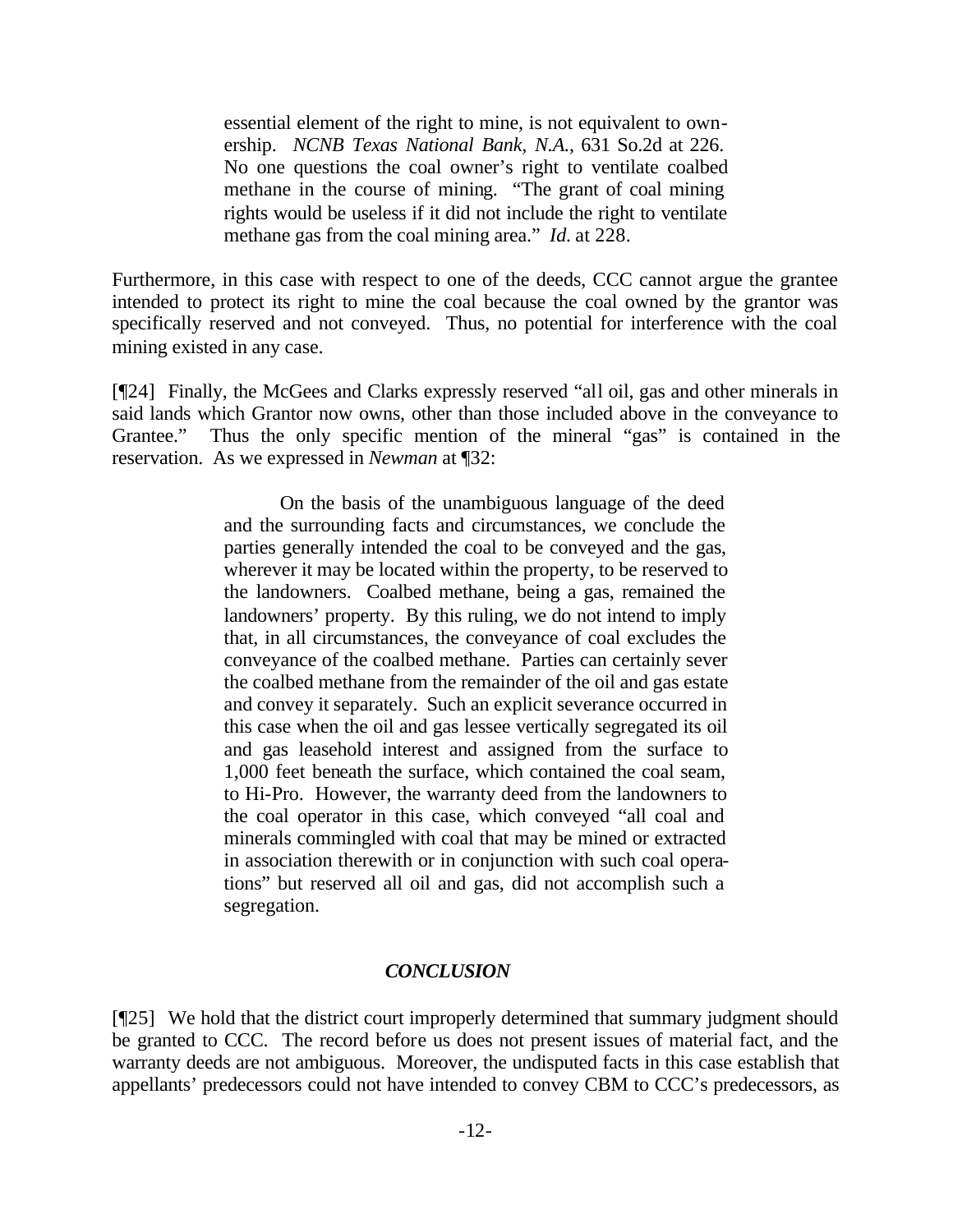> essential element of the right to mine, is not equivalent to ownership. *NCNB Texas National Bank, N.A.*, 631 So.2d at 226. No one questions the coal owner's right to ventilate coalbed methane in the course of mining. "The grant of coal mining rights would be useless if it did not include the right to ventilate methane gas from the coal mining area." *Id.* at 228.

Furthermore, in this case with respect to one of the deeds, CCC cannot argue the grantee intended to protect its right to mine the coal because the coal owned by the grantor was specifically reserved and not conveyed. Thus, no potential for interference with the coal mining existed in any case.

[¶24] Finally, the McGees and Clarks expressly reserved "all oil, gas and other minerals in said lands which Grantor now owns, other than those included above in the conveyance to Grantee." Thus the only specific mention of the mineral "gas" is contained in the reservation. As we expressed in *Newman* at ¶32:

> On the basis of the unambiguous language of the deed and the surrounding facts and circumstances, we conclude the parties generally intended the coal to be conveyed and the gas, wherever it may be located within the property, to be reserved to the landowners. Coalbed methane, being a gas, remained the landowners' property. By this ruling, we do not intend to imply that, in all circumstances, the conveyance of coal excludes the conveyance of the coalbed methane. Parties can certainly sever the coalbed methane from the remainder of the oil and gas estate and convey it separately. Such an explicit severance occurred in this case when the oil and gas lessee vertically segregated its oil and gas leasehold interest and assigned from the surface to 1,000 feet beneath the surface, which contained the coal seam, to Hi-Pro. However, the warranty deed from the landowners to the coal operator in this case, which conveyed "all coal and minerals commingled with coal that may be mined or extracted in association therewith or in conjunction with such coal operations" but reserved all oil and gas, did not accomplish such a segregation.

## *CONCLUSION*

[¶25] We hold that the district court improperly determined that summary judgment should be granted to CCC. The record before us does not present issues of material fact, and the warranty deeds are not ambiguous. Moreover, the undisputed facts in this case establish that appellants' predecessors could not have intended to convey CBM to CCC's predecessors, as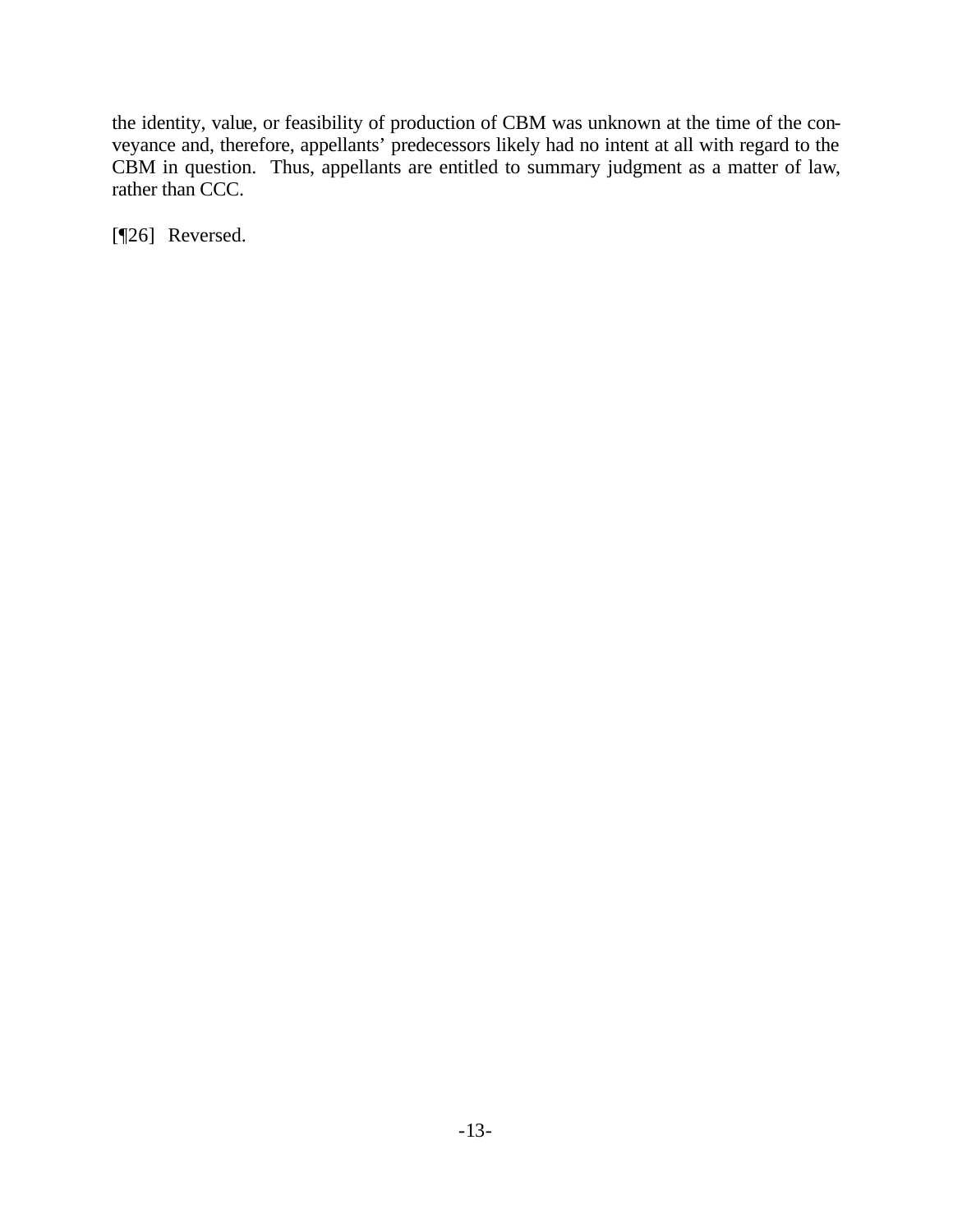the identity, value, or feasibility of production of CBM was unknown at the time of the conveyance and, therefore, appellants' predecessors likely had no intent at all with regard to the CBM in question. Thus, appellants are entitled to summary judgment as a matter of law, rather than CCC.

[¶26] Reversed.